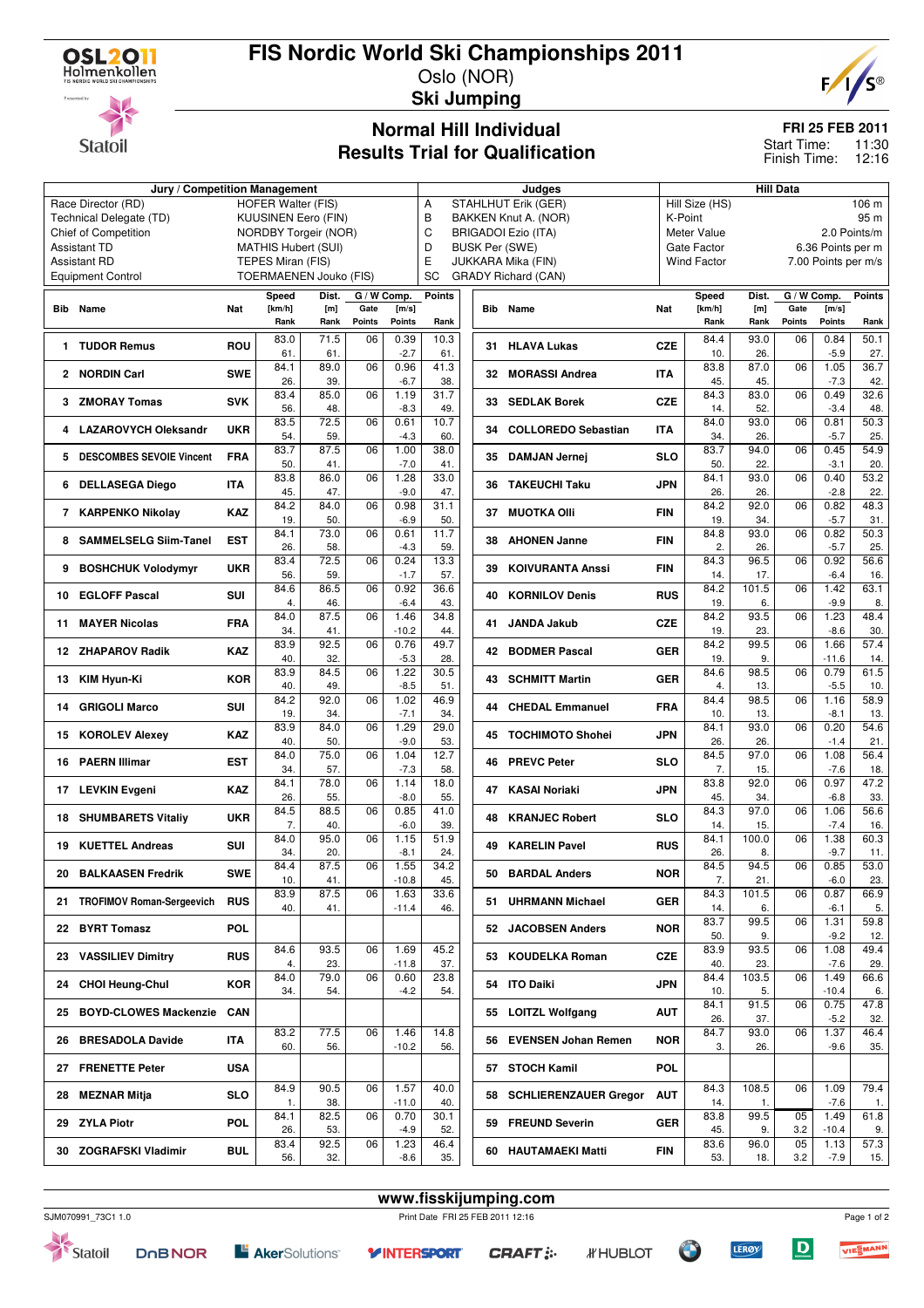# FIS Nordic World Ski Championships 2011

Oslo (NOR)

**Ski Jumping**

## Normal Hill Individual
## Results Trial for Qualification

**FRI 25 FEB 2011**
Start Time: 11:30
Finish Time: 12:16

| Jury / Competition Management | | Judges | | Hill Data | |
|---|---|---|---|---|---|
| Race Director (RD) | HOFER Walter (FIS) | A | STAHLHUT Erik (GER) | Hill Size (HS) | 106 m |
| Technical Delegate (TD) | KUUSINEN Eero (FIN) | B | BAKKEN Knut A. (NOR) | K-Point | 95 m |
| Chief of Competition | NORDBY Torgeir (NOR) | C | BRIGADOI Ezio (ITA) | Meter Value | 2.0 Points/m |
| Assistant TD | MATHIS Hubert (SUI) | D | BUSK Per (SWE) | Gate Factor | 6.36 Points per m |
| Assistant RD | TEPES Miran (FIS) | E | JUKKARA Mika (FIN) | Wind Factor | 7.00 Points per m/s |
| Equipment Control | TOERMAENEN Jouko (FIS) | SC | GRADY Richard (CAN) | | |

| Bib | Name | Nat | Speed [km/h] | Speed Rank | Dist. [m] | Dist. Rank | Gate | Gate Points | Comp. [m/s] | Comp. Points | Points | Points Rank |
|---|---|---|---|---|---|---|---|---|---|---|---|---|
| 1 | TUDOR Remus | ROU | 83.0 | 61. | 71.5 | 61. | 06 | | 0.39 | -2.7 | 10.3 | 61. |
| 2 | NORDIN Carl | SWE | 84.1 | 26. | 89.0 | 39. | 06 | | 0.96 | -6.7 | 41.3 | 38. |
| 3 | ZMORAY Tomas | SVK | 83.4 | 56. | 85.0 | 48. | 06 | | 1.19 | -8.3 | 31.7 | 49. |
| 4 | LAZAROVYCH Oleksandr | UKR | 83.5 | 54. | 72.5 | 59. | 06 | | 0.61 | -4.3 | 10.7 | 60. |
| 5 | DESCOMBES SEVOIE Vincent | FRA | 83.7 | 50. | 87.5 | 41. | 06 | | 1.00 | -7.0 | 38.0 | 41. |
| 6 | DELLASEGA Diego | ITA | 83.8 | 45. | 86.0 | 47. | 06 | | 1.28 | -9.0 | 33.0 | 47. |
| 7 | KARPENKO Nikolay | KAZ | 84.2 | 19. | 84.0 | 50. | 06 | | 0.98 | -6.9 | 31.1 | 50. |
| 8 | SAMMELSELG Siim-Tanel | EST | 84.1 | 26. | 73.0 | 58. | 06 | | 0.61 | -4.3 | 11.7 | 59. |
| 9 | BOSHCHUK Volodymyr | UKR | 83.4 | 56. | 72.5 | 59. | 06 | | 0.24 | -1.7 | 13.3 | 57. |
| 10 | EGLOFF Pascal | SUI | 84.6 | 4. | 86.5 | 46. | 06 | | 0.92 | -6.4 | 36.6 | 43. |
| 11 | MAYER Nicolas | FRA | 84.0 | 34. | 87.5 | 41. | 06 | | 1.46 | -10.2 | 34.8 | 44. |
| 12 | ZHAPAROV Radik | KAZ | 83.9 | 40. | 92.5 | 32. | 06 | | 0.76 | -5.3 | 49.7 | 28. |
| 13 | KIM Hyun-Ki | KOR | 83.9 | 40. | 84.5 | 49. | 06 | | 1.22 | -8.5 | 30.5 | 51. |
| 14 | GRIGOLI Marco | SUI | 84.2 | 19. | 92.0 | 34. | 06 | | 1.02 | -7.1 | 46.9 | 34. |
| 15 | KOROLEV Alexey | KAZ | 83.9 | 40. | 84.0 | 50. | 06 | | 1.29 | -9.0 | 29.0 | 53. |
| 16 | PAERN Illimar | EST | 84.0 | 34. | 75.0 | 57. | 06 | | 1.04 | -7.3 | 12.7 | 58. |
| 17 | LEVKIN Evgeni | KAZ | 84.1 | 26. | 78.0 | 55. | 06 | | 1.14 | -8.0 | 18.0 | 55. |
| 18 | SHUMBARETS Vitaliy | UKR | 84.5 | 7. | 88.5 | 40. | 06 | | 0.85 | -6.0 | 41.0 | 39. |
| 19 | KUETTEL Andreas | SUI | 84.0 | 34. | 95.0 | 20. | 06 | | 1.15 | -8.1 | 51.9 | 24. |
| 20 | BALKAASEN Fredrik | SWE | 84.4 | 10. | 87.5 | 41. | 06 | | 1.55 | -10.8 | 34.2 | 45. |
| 21 | TROFIMOV Roman-Sergeevich | RUS | 83.9 | 40. | 87.5 | 41. | 06 | | 1.63 | -11.4 | 33.6 | 46. |
| 22 | BYRT Tomasz | POL | | | | | | | | | | |
| 23 | VASSILIEV Dimitry | RUS | 84.6 | 4. | 93.5 | 23. | 06 | | 1.69 | -11.8 | 45.2 | 37. |
| 24 | CHOI Heung-Chul | KOR | 84.0 | 34. | 79.0 | 54. | 06 | | 0.60 | -4.2 | 23.8 | 54. |
| 25 | BOYD-CLOWES Mackenzie | CAN | | | | | | | | | | |
| 26 | BRESADOLA Davide | ITA | 83.2 | 60. | 77.5 | 56. | 06 | | 1.46 | -10.2 | 14.8 | 56. |
| 27 | FRENETTE Peter | USA | | | | | | | | | | |
| 28 | MEZNAR Mitja | SLO | 84.9 | 1. | 90.5 | 38. | 06 | | 1.57 | -11.0 | 40.0 | 40. |
| 29 | ZYLA Piotr | POL | 84.1 | 26. | 82.5 | 53. | 06 | | 0.70 | -4.9 | 30.1 | 52. |
| 30 | ZOGRAFSKI Vladimir | BUL | 83.4 | 56. | 92.5 | 32. | 06 | | 1.23 | -8.6 | 46.4 | 35. |
| 31 | HLAVA Lukas | CZE | 84.4 | 10. | 93.0 | 26. | 06 | | 0.84 | -5.9 | 50.1 | 27. |
| 32 | MORASSI Andrea | ITA | 83.8 | 45. | 87.0 | 45. | 06 | | 1.05 | -7.3 | 36.7 | 42. |
| 33 | SEDLAK Borek | CZE | 84.3 | 14. | 83.0 | 52. | 06 | | 0.49 | -3.4 | 32.6 | 48. |
| 34 | COLLOREDO Sebastian | ITA | 84.0 | 34. | 93.0 | 26. | 06 | | 0.81 | -5.7 | 50.3 | 25. |
| 35 | DAMJAN Jernej | SLO | 83.7 | 50. | 94.0 | 22. | 06 | | 0.45 | -3.1 | 54.9 | 20. |
| 36 | TAKEUCHI Taku | JPN | 84.1 | 26. | 93.0 | 26. | 06 | | 0.40 | -2.8 | 53.2 | 22. |
| 37 | MUOTKA Olli | FIN | 84.2 | 19. | 92.0 | 34. | 06 | | 0.82 | -5.7 | 48.3 | 31. |
| 38 | AHONEN Janne | FIN | 84.8 | 2. | 93.0 | 26. | 06 | | 0.82 | -5.7 | 50.3 | 25. |
| 39 | KOIVURANTA Anssi | FIN | 84.3 | 14. | 96.5 | 17. | 06 | | 0.92 | -6.4 | 56.6 | 16. |
| 40 | KORNILOV Denis | RUS | 84.2 | 19. | 101.5 | 6. | 06 | | 1.42 | -9.9 | 63.1 | 8. |
| 41 | JANDA Jakub | CZE | 84.2 | 19. | 93.5 | 23. | 06 | | 1.23 | -8.6 | 48.4 | 30. |
| 42 | BODMER Pascal | GER | 84.2 | 19. | 99.5 | 9. | 06 | | 1.66 | -11.6 | 57.4 | 14. |
| 43 | SCHMITT Martin | GER | 84.6 | 4. | 98.5 | 13. | 06 | | 0.79 | -5.5 | 61.5 | 10. |
| 44 | CHEDAL Emmanuel | FRA | 84.4 | 10. | 98.5 | 13. | 06 | | 1.16 | -8.1 | 58.9 | 13. |
| 45 | TOCHIMOTO Shohei | JPN | 84.1 | 26. | 93.0 | 26. | 06 | | 0.20 | -1.4 | 54.6 | 21. |
| 46 | PREVC Peter | SLO | 84.5 | 7. | 97.0 | 15. | 06 | | 1.08 | -7.6 | 56.4 | 18. |
| 47 | KASAI Noriaki | JPN | 83.8 | 45. | 92.0 | 34. | 06 | | 0.97 | -6.8 | 47.2 | 33. |
| 48 | KRANJEC Robert | SLO | 84.3 | 14. | 97.0 | 15. | 06 | | 1.06 | -7.4 | 56.6 | 16. |
| 49 | KARELIN Pavel | RUS | 84.1 | 26. | 100.0 | 8. | 06 | | 1.38 | -9.7 | 60.3 | 11. |
| 50 | BARDAL Anders | NOR | 84.5 | 7. | 94.5 | 21. | 06 | | 0.85 | -6.0 | 53.0 | 23. |
| 51 | UHRMANN Michael | GER | 84.3 | 14. | 101.5 | 6. | 06 | | 0.87 | -6.1 | 66.9 | 5. |
| 52 | JACOBSEN Anders | NOR | 83.7 | 50. | 99.5 | 9. | 06 | | 1.31 | -9.2 | 59.8 | 12. |
| 53 | KOUDELKA Roman | CZE | 83.9 | 40. | 93.5 | 23. | 06 | | 1.08 | -7.6 | 49.4 | 29. |
| 54 | ITO Daiki | JPN | 84.4 | 10. | 103.5 | 5. | 06 | | 1.49 | -10.4 | 66.6 | 6. |
| 55 | LOITZL Wolfgang | AUT | 84.1 | 26. | 91.5 | 37. | 06 | | 0.75 | -5.2 | 47.8 | 32. |
| 56 | EVENSEN Johan Remen | NOR | 84.7 | 3. | 93.0 | 26. | 06 | | 1.37 | -9.6 | 46.4 | 35. |
| 57 | STOCH Kamil | POL | | | | | | | | | | |
| 58 | SCHLIERENZAUER Gregor | AUT | 84.3 | 14. | 108.5 | 1. | 06 | | 1.09 | -7.6 | 79.4 | 1. |
| 59 | FREUND Severin | GER | 83.8 | 45. | 99.5 | 9. | 05 | 3.2 | 1.49 | -10.4 | 61.8 | 9. |
| 60 | HAUTAMAEKI Matti | FIN | 83.6 | 53. | 96.0 | 18. | 05 | 3.2 | 1.13 | -7.9 | 57.3 | 15. |

www.fisskijumping.com

SJM070991_73C1 1.0 Print Date FRI 25 FEB 2011 12:16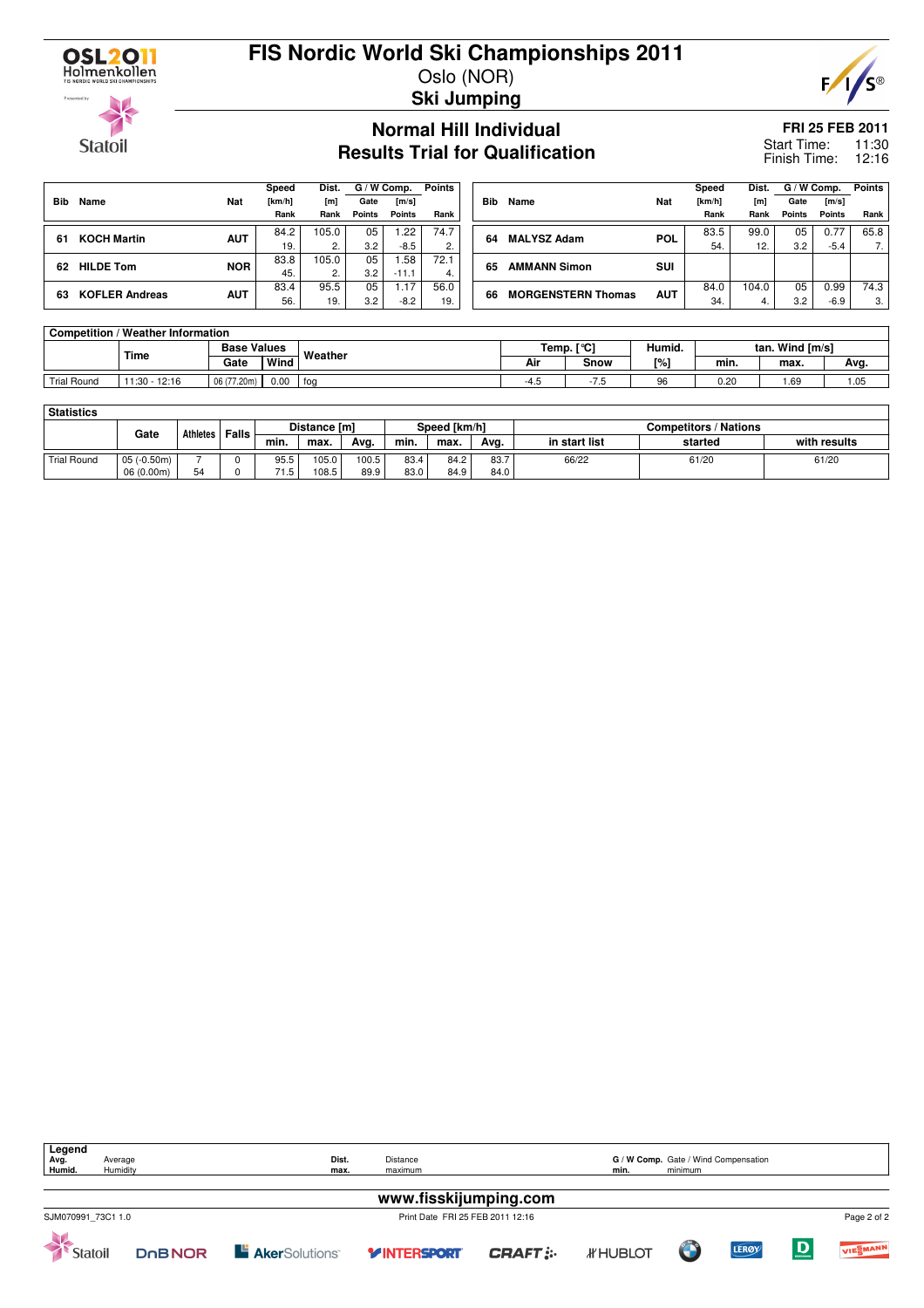# FIS Nordic World Ski Championships 2011

Oslo (NOR)

**Ski Jumping**

## Normal Hill Individual
## Results Trial for Qualification

**FRI 25 FEB 2011**
Start Time: 11:30
Finish Time: 12:16

| Bib | Name | Nat | Speed [km/h] | Speed Rank | Dist. [m] | Dist. Rank | Gate | Gate Points | Wind [m/s] | Wind Points | Points | Rank |
|---|---|---|---|---|---|---|---|---|---|---|---|---|
| 61 | KOCH Martin | AUT | 84.2 | 19. | 105.0 | 2. | 05 | 3.2 | 1.22 | -8.5 | 74.7 | 2. |
| 62 | HILDE Tom | NOR | 83.8 | 45. | 105.0 | 2. | 05 | 3.2 | 1.58 | -11.1 | 72.1 | 4. |
| 63 | KOFLER Andreas | AUT | 83.4 | 56. | 95.5 | 19. | 05 | 3.2 | 1.17 | -8.2 | 56.0 | 19. |
| 64 | MALYSZ Adam | POL | 83.5 | 54. | 99.0 | 12. | 05 | 3.2 | 0.77 | -5.4 | 65.8 | 7. |
| 65 | AMMANN Simon | SUI | | | | | | | | | | |
| 66 | MORGENSTERN Thomas | AUT | 84.0 | 34. | 104.0 | 4. | 05 | 3.2 | 0.99 | -6.9 | 74.3 | 3. |

### Competition / Weather Information

| | Time | Base Values Gate | Base Values Wind | Weather | Temp. [°C] Air | Temp. [°C] Snow | Humid. [%] | tan. Wind [m/s] min. | max. | Avg. |
|---|---|---|---|---|---|---|---|---|---|---|
| Trial Round | 11:30 - 12:16 | 06 (77.20m) | 0.00 | fog | -4.5 | -7.5 | 96 | 0.20 | 1.69 | 1.05 |

### Statistics

| | Gate | Athletes | Falls | Distance [m] min. | max. | Avg. | Speed [km/h] min. | max. | Avg. | Competitors / Nations in start list | started | with results |
|---|---|---|---|---|---|---|---|---|---|---|---|---|
| Trial Round | 05 (-0.50m) | 7 | 0 | 95.5 | 105.0 | 100.5 | 83.4 | 84.2 | 83.7 | 66/22 | 61/20 | 61/20 |
| | 06 (0.00m) | 54 | 0 | 71.5 | 108.5 | 89.9 | 83.0 | 84.9 | 84.0 | | | |

**Legend**
Avg. Average
Humid. Humidity
Dist. Distance
max. maximum
G / W Comp. Gate / Wind Compensation
min. minimum

www.fisskijumping.com

SJM070991_73C1 1.0 Print Date FRI 25 FEB 2011 12:16